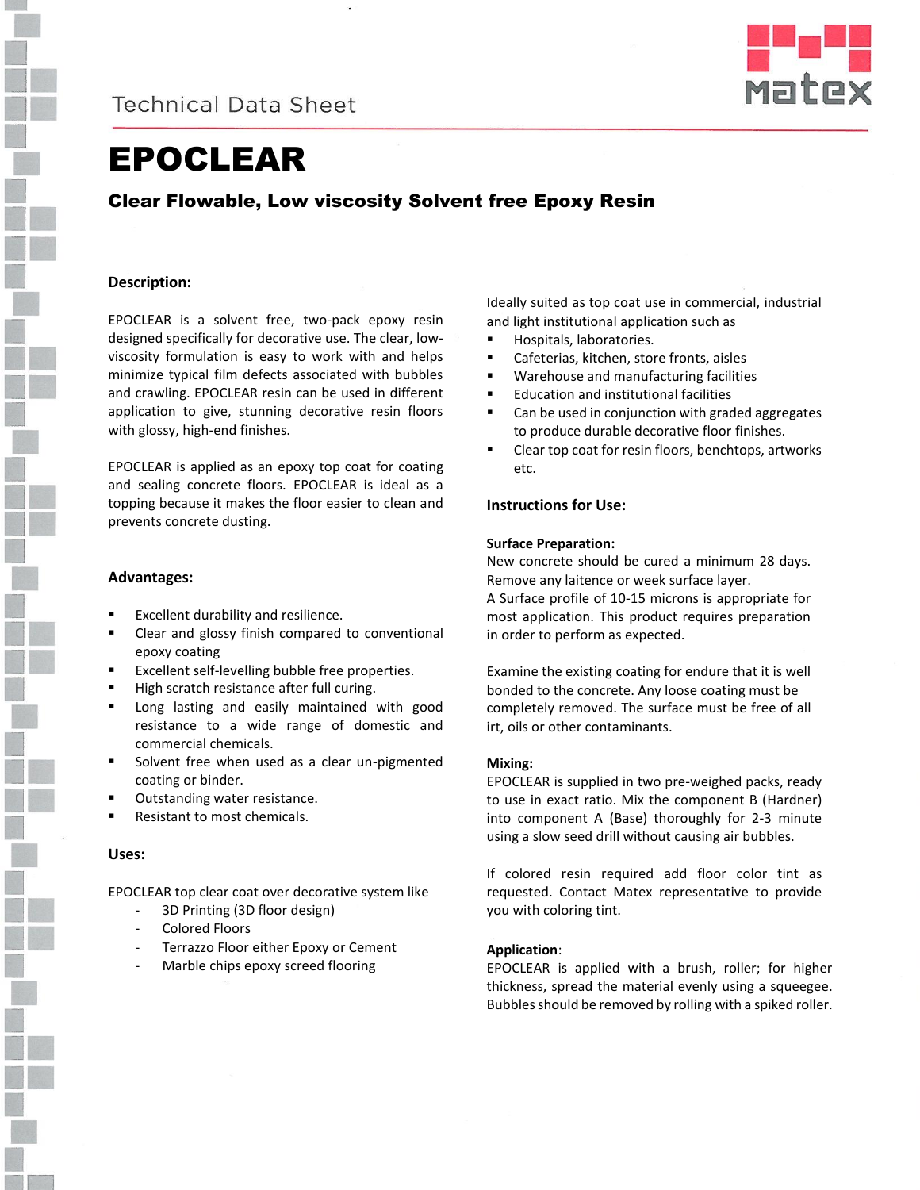Technical Data Sheet

# EPOCLEAR

## Clear Flowable, Low viscosity Solvent free Epoxy Resin

### Description:

EPOCLEAR is a solvent free, two-pack epoxy resin designed specifically for decorative use. The clear, low-viscosity formulation is easy to work with and helps minimize typical film defects associated with bubbles and crawling. EPOCLEAR resin can be used in different application to give, stunning decorative resin floors with glossy, high-end finishes.

EPOCLEAR is applied as an epoxy top coat for coating and sealing concrete floors. EPOCLEAR is ideal as a topping because it makes the floor easier to clean and prevents concrete dusting.

### Advantages:

- Excellent durability and resilience.
- Clear and glossy finish compared to conventional epoxy coating
- Excellent self-levelling bubble free properties.
- High scratch resistance after full curing.
- Long lasting and easily maintained with good resistance to a wide range of domestic and commercial chemicals.
- Solvent free when used as a clear un-pigmented coating or binder.
- Outstanding water resistance.
- Resistant to most chemicals.

### Uses:

EPOCLEAR top clear coat over decorative system like

- 3D Printing (3D floor design)
- Colored Floors
- Terrazzo Floor either Epoxy or Cement
- Marble chips epoxy screed flooring

Ideally suited as top coat use in commercial, industrial and light institutional application such as

- Hospitals, laboratories.
- Cafeterias, kitchen, store fronts, aisles
- Warehouse and manufacturing facilities
- Education and institutional facilities
- Can be used in conjunction with graded aggregates to produce durable decorative floor finishes.
- Clear top coat for resin floors, benchtops, artworks etc.

### Instructions for Use:

**Surface Preparation:**

New concrete should be cured a minimum 28 days. Remove any laitence or week surface layer.
A Surface profile of 10-15 microns is appropriate for most application. This product requires preparation in order to perform as expected.

Examine the existing coating for endure that it is well bonded to the concrete. Any loose coating must be completely removed. The surface must be free of all irt, oils or other contaminants.

**Mixing:**

EPOCLEAR is supplied in two pre-weighed packs, ready to use in exact ratio. Mix the component B (Hardner) into component A (Base) thoroughly for 2-3 minute using a slow seed drill without causing air bubbles.

If colored resin required add floor color tint as requested. Contact Matex representative to provide you with coloring tint.

**Application**:

EPOCLEAR is applied with a brush, roller; for higher thickness, spread the material evenly using a squeegee. Bubbles should be removed by rolling with a spiked roller.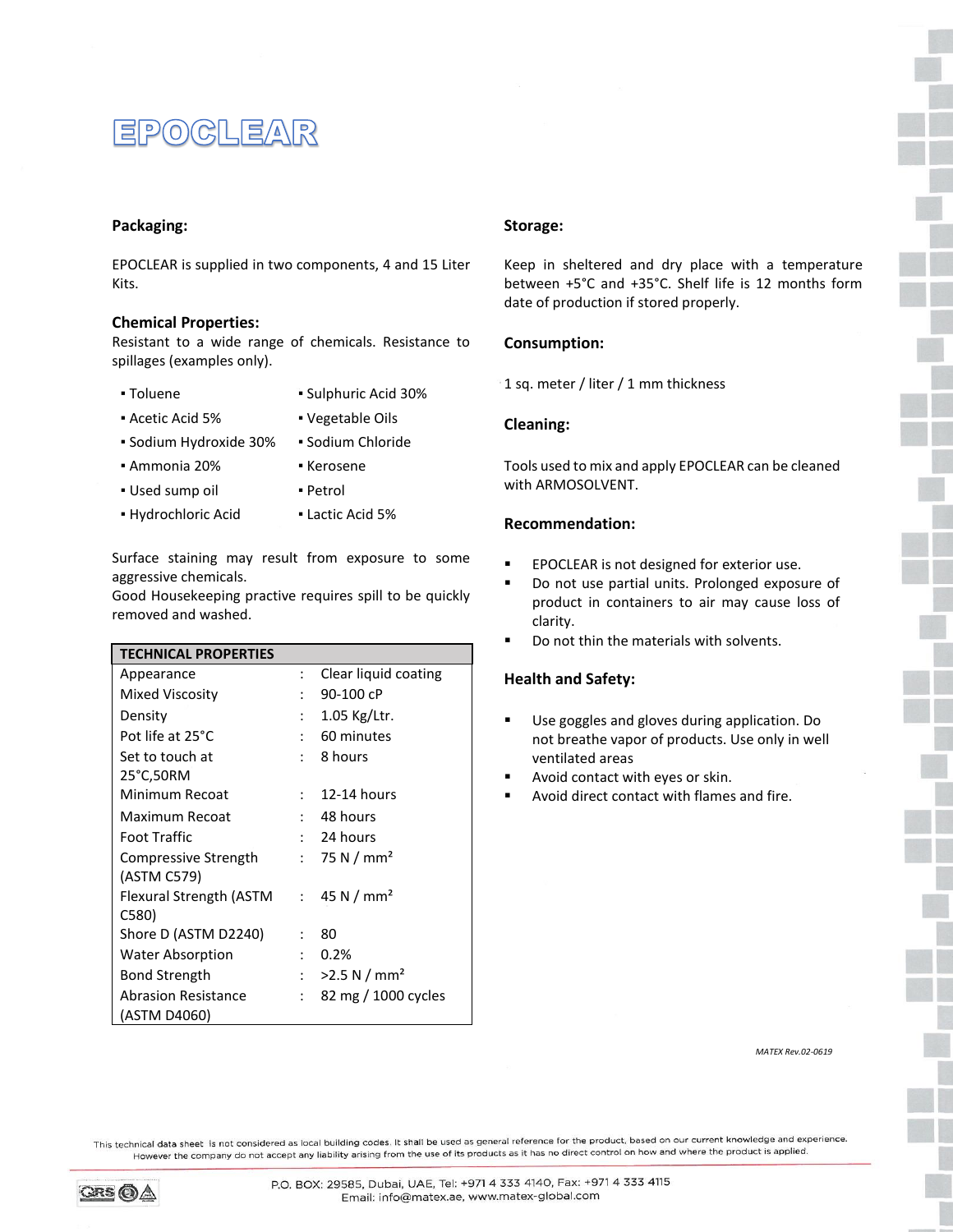# EPOCLEAR

## Packaging:

EPOCLEAR is supplied in two components, 4 and 15 Liter Kits.

## Chemical Properties:

Resistant to a wide range of chemicals. Resistance to spillages (examples only).

- Toluene
- Acetic Acid 5%
- Sodium Hydroxide 30%
- Ammonia 20%
- Used sump oil
- Hydrochloric Acid
- Sulphuric Acid 30%
- Vegetable Oils
- Sodium Chloride
- Kerosene
- Petrol
- Lactic Acid 5%

Surface staining may result from exposure to some aggressive chemicals.
Good Housekeeping practive requires spill to be quickly removed and washed.

| TECHNICAL PROPERTIES | | |
|---|---|---|
| Appearance | : | Clear liquid coating |
| Mixed Viscosity | : | 90-100 cP |
| Density | : | 1.05 Kg/Ltr. |
| Pot life at 25°C | : | 60 minutes |
| Set to touch at 25°C,50RM | : | 8 hours |
| Minimum Recoat | : | 12-14 hours |
| Maximum Recoat | : | 48 hours |
| Foot Traffic | : | 24 hours |
| Compressive Strength (ASTM C579) | : | 75 N / mm² |
| Flexural Strength (ASTM C580) | : | 45 N / mm² |
| Shore D (ASTM D2240) | : | 80 |
| Water Absorption | : | 0.2% |
| Bond Strength | : | >2.5 N / mm² |
| Abrasion Resistance (ASTM D4060) | : | 82 mg / 1000 cycles |

## Storage:

Keep in sheltered and dry place with a temperature between +5°C and +35°C. Shelf life is 12 months form date of production if stored properly.

## Consumption:

1 sq. meter / liter / 1 mm thickness

## Cleaning:

Tools used to mix and apply EPOCLEAR can be cleaned with ARMOSOLVENT.

## Recommendation:

- EPOCLEAR is not designed for exterior use.
- Do not use partial units. Prolonged exposure of product in containers to air may cause loss of clarity.
- Do not thin the materials with solvents.

## Health and Safety:

- Use goggles and gloves during application. Do not breathe vapor of products. Use only in well ventilated areas
- Avoid contact with eyes or skin.
- Avoid direct contact with flames and fire.

*MATEX Rev.02-0619*

This technical data sheet is not considered as local building codes. It shall be used as general reference for the product, based on our current knowledge and experience. However the company do not accept any liability arising from the use of its products as it has no direct control on how and where the product is applied.

P.O. BOX: 29585, Dubai, UAE, Tel: +971 4 333 4140, Fax: +971 4 333 4115
Email: info@matex.ae, www.matex-global.com